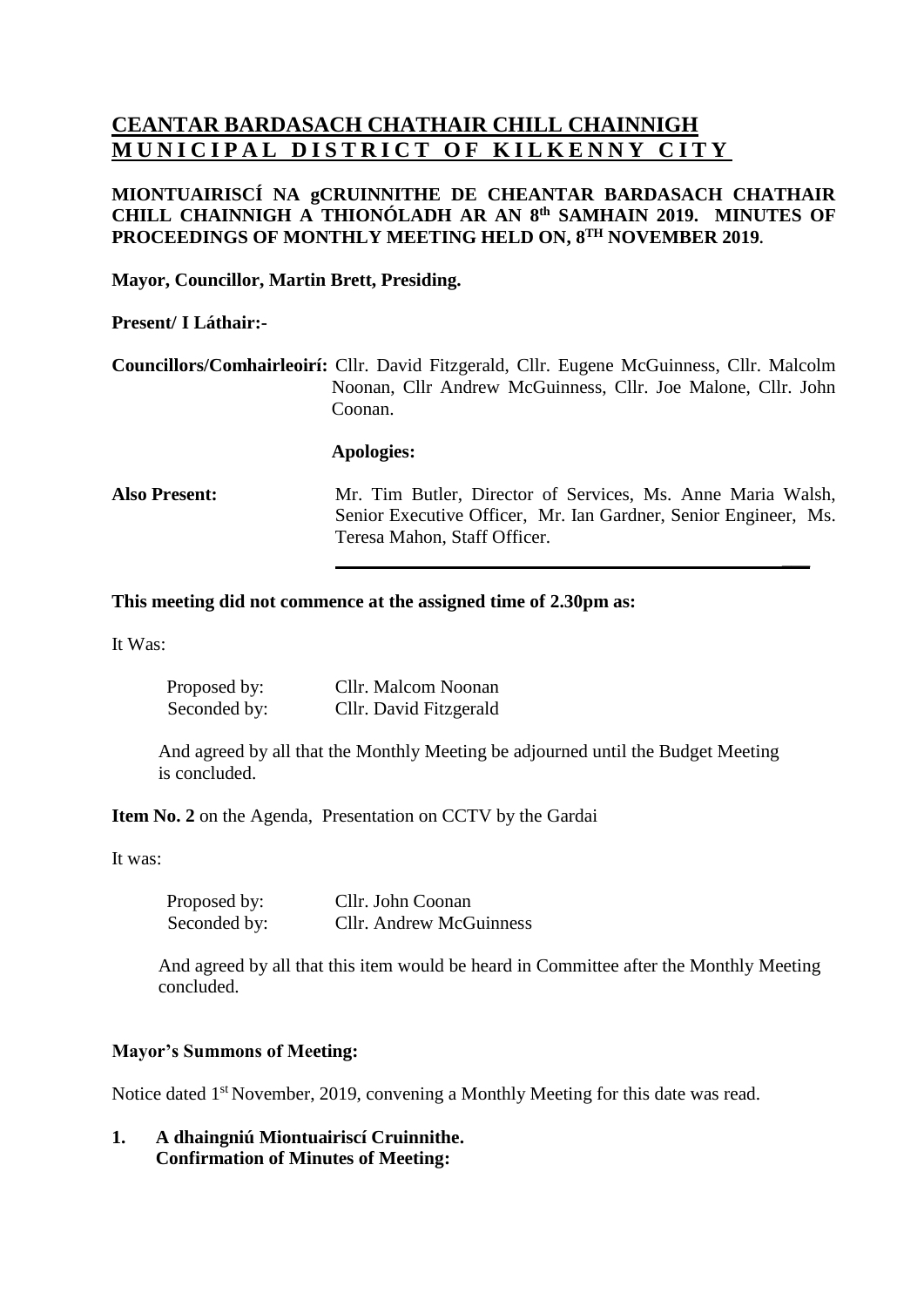# CEANTAR BARDASACH CHATHAIR CHILL CHAINNIGH
# MUNICIPAL DISTRICT OF KILKENNY CITY

**MIONTUAIRISCÍ NA gCRUINNITHE DE CHEANTAR BARDASACH CHATHAIR CHILL CHAINNIGH A THIONÓLADH AR AN 8th SAMHAIN 2019. MINUTES OF PROCEEDINGS OF MONTHLY MEETING HELD ON, 8TH NOVEMBER 2019.**

**Mayor, Councillor, Martin Brett, Presiding.**

**Present/ I Láthair:-**

**Councillors/Comhairleoirí:** Cllr. David Fitzgerald, Cllr. Eugene McGuinness, Cllr. Malcolm Noonan, Cllr Andrew McGuinness, Cllr. Joe Malone, Cllr. John Coonan.

**Apologies:**

**Also Present:** Mr. Tim Butler, Director of Services, Ms. Anne Maria Walsh, Senior Executive Officer, Mr. Ian Gardner, Senior Engineer, Ms. Teresa Mahon, Staff Officer.

---

**This meeting did not commence at the assigned time of 2.30pm as:**

It Was:

| | |
|---|---|
| Proposed by: | Cllr. Malcom Noonan |
| Seconded by: | Cllr. David Fitzgerald |

And agreed by all that the Monthly Meeting be adjourned until the Budget Meeting is concluded.

**Item No. 2** on the Agenda, Presentation on CCTV by the Gardai

It was:

| | |
|---|---|
| Proposed by: | Cllr. John Coonan |
| Seconded by: | Cllr. Andrew McGuinness |

And agreed by all that this item would be heard in Committee after the Monthly Meeting concluded.

**Mayor's Summons of Meeting:**

Notice dated 1st November, 2019, convening a Monthly Meeting for this date was read.

**1. A dhaingniú Miontuairiscí Cruinnithe.
Confirmation of Minutes of Meeting:**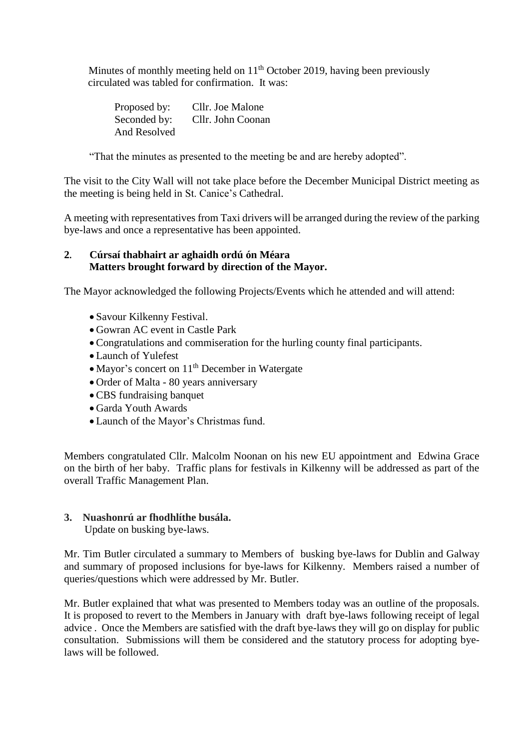Minutes of monthly meeting held on 11th October 2019, having been previously circulated was tabled for confirmation. It was:

Proposed by: Cllr. Joe Malone
Seconded by: Cllr. John Coonan
And Resolved

"That the minutes as presented to the meeting be and are hereby adopted".

The visit to the City Wall will not take place before the December Municipal District meeting as the meeting is being held in St. Canice's Cathedral.

A meeting with representatives from Taxi drivers will be arranged during the review of the parking bye-laws and once a representative has been appointed.

**2. Cúrsaí thabhairt ar aghaidh ordú ón Méara**
**Matters brought forward by direction of the Mayor.**

The Mayor acknowledged the following Projects/Events which he attended and will attend:

- Savour Kilkenny Festival.
- Gowran AC event in Castle Park
- Congratulations and commiseration for the hurling county final participants.
- Launch of Yulefest
- Mayor's concert on 11th December in Watergate
- Order of Malta - 80 years anniversary
- CBS fundraising banquet
- Garda Youth Awards
- Launch of the Mayor's Christmas fund.

Members congratulated Cllr. Malcolm Noonan on his new EU appointment and Edwina Grace on the birth of her baby. Traffic plans for festivals in Kilkenny will be addressed as part of the overall Traffic Management Plan.

**3. Nuashonrú ar fhodhlíthe busála.**
Update on busking bye-laws.

Mr. Tim Butler circulated a summary to Members of busking bye-laws for Dublin and Galway and summary of proposed inclusions for bye-laws for Kilkenny. Members raised a number of queries/questions which were addressed by Mr. Butler.

Mr. Butler explained that what was presented to Members today was an outline of the proposals. It is proposed to revert to the Members in January with draft bye-laws following receipt of legal advice . Once the Members are satisfied with the draft bye-laws they will go on display for public consultation. Submissions will them be considered and the statutory process for adopting bye-laws will be followed.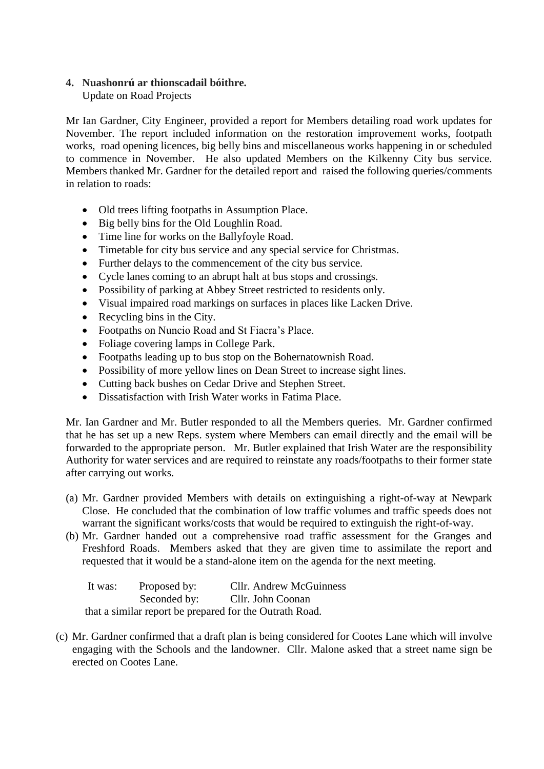4. **Nuashonrú ar thionscadail bóithre.**
   Update on Road Projects

Mr Ian Gardner, City Engineer, provided a report for Members detailing road work updates for November. The report included information on the restoration improvement works, footpath works, road opening licences, big belly bins and miscellaneous works happening in or scheduled to commence in November. He also updated Members on the Kilkenny City bus service. Members thanked Mr. Gardner for the detailed report and raised the following queries/comments in relation to roads:

- Old trees lifting footpaths in Assumption Place.
- Big belly bins for the Old Loughlin Road.
- Time line for works on the Ballyfoyle Road.
- Timetable for city bus service and any special service for Christmas.
- Further delays to the commencement of the city bus service.
- Cycle lanes coming to an abrupt halt at bus stops and crossings.
- Possibility of parking at Abbey Street restricted to residents only.
- Visual impaired road markings on surfaces in places like Lacken Drive.
- Recycling bins in the City.
- Footpaths on Nuncio Road and St Fiacra's Place.
- Foliage covering lamps in College Park.
- Footpaths leading up to bus stop on the Bohernatownish Road.
- Possibility of more yellow lines on Dean Street to increase sight lines.
- Cutting back bushes on Cedar Drive and Stephen Street.
- Dissatisfaction with Irish Water works in Fatima Place.

Mr. Ian Gardner and Mr. Butler responded to all the Members queries. Mr. Gardner confirmed that he has set up a new Reps. system where Members can email directly and the email will be forwarded to the appropriate person. Mr. Butler explained that Irish Water are the responsibility Authority for water services and are required to reinstate any roads/footpaths to their former state after carrying out works.

(a) Mr. Gardner provided Members with details on extinguishing a right-of-way at Newpark Close. He concluded that the combination of low traffic volumes and traffic speeds does not warrant the significant works/costs that would be required to extinguish the right-of-way.

(b) Mr. Gardner handed out a comprehensive road traffic assessment for the Granges and Freshford Roads. Members asked that they are given time to assimilate the report and requested that it would be a stand-alone item on the agenda for the next meeting.

It was: Proposed by: Cllr. Andrew McGuinness
Seconded by: Cllr. John Coonan
that a similar report be prepared for the Outrath Road.

(c) Mr. Gardner confirmed that a draft plan is being considered for Cootes Lane which will involve engaging with the Schools and the landowner. Cllr. Malone asked that a street name sign be erected on Cootes Lane.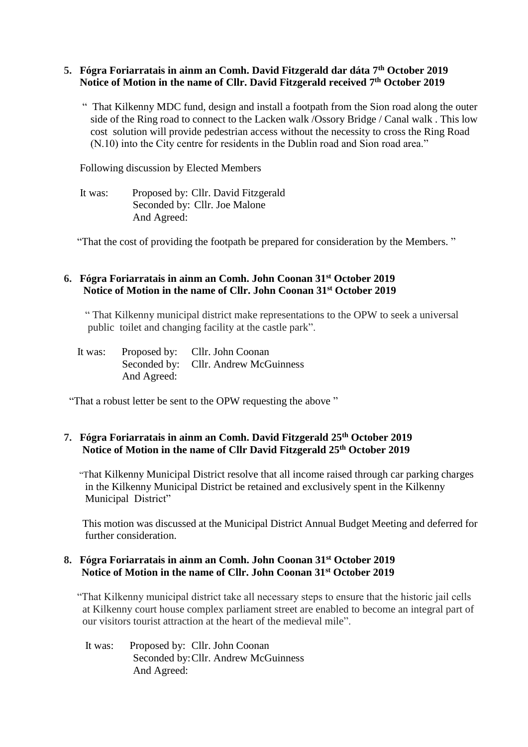5. **Fógra Foriarratais in ainm an Comh. David Fitzgerald dar dáta 7th October 2019**
   **Notice of Motion in the name of Cllr. David Fitzgerald received 7th October 2019**

   " That Kilkenny MDC fund, design and install a footpath from the Sion road along the outer side of the Ring road to connect to the Lacken walk /Ossory Bridge / Canal walk . This low cost solution will provide pedestrian access without the necessity to cross the Ring Road (N.10) into the City centre for residents in the Dublin road and Sion road area."

   Following discussion by Elected Members

   It was: Proposed by: Cllr. David Fitzgerald
   Seconded by: Cllr. Joe Malone
   And Agreed:

   "That the cost of providing the footpath be prepared for consideration by the Members. "

6. **Fógra Foriarratais in ainm an Comh. John Coonan 31st October 2019**
   **Notice of Motion in the name of Cllr. John Coonan 31st October 2019**

   " That Kilkenny municipal district make representations to the OPW to seek a universal public toilet and changing facility at the castle park".

   It was: Proposed by: Cllr. John Coonan
   Seconded by: Cllr. Andrew McGuinness
   And Agreed:

   "That a robust letter be sent to the OPW requesting the above "

7. **Fógra Foriarratais in ainm an Comh. David Fitzgerald 25th October 2019**
   **Notice of Motion in the name of Cllr David Fitzgerald 25th October 2019**

   "That Kilkenny Municipal District resolve that all income raised through car parking charges in the Kilkenny Municipal District be retained and exclusively spent in the Kilkenny Municipal District"

   This motion was discussed at the Municipal District Annual Budget Meeting and deferred for further consideration.

8. **Fógra Foriarratais in ainm an Comh. John Coonan 31st October 2019**
   **Notice of Motion in the name of Cllr. John Coonan 31st October 2019**

   "That Kilkenny municipal district take all necessary steps to ensure that the historic jail cells at Kilkenny court house complex parliament street are enabled to become an integral part of our visitors tourist attraction at the heart of the medieval mile".

   It was: Proposed by: Cllr. John Coonan
   Seconded by: Cllr. Andrew McGuinness
   And Agreed: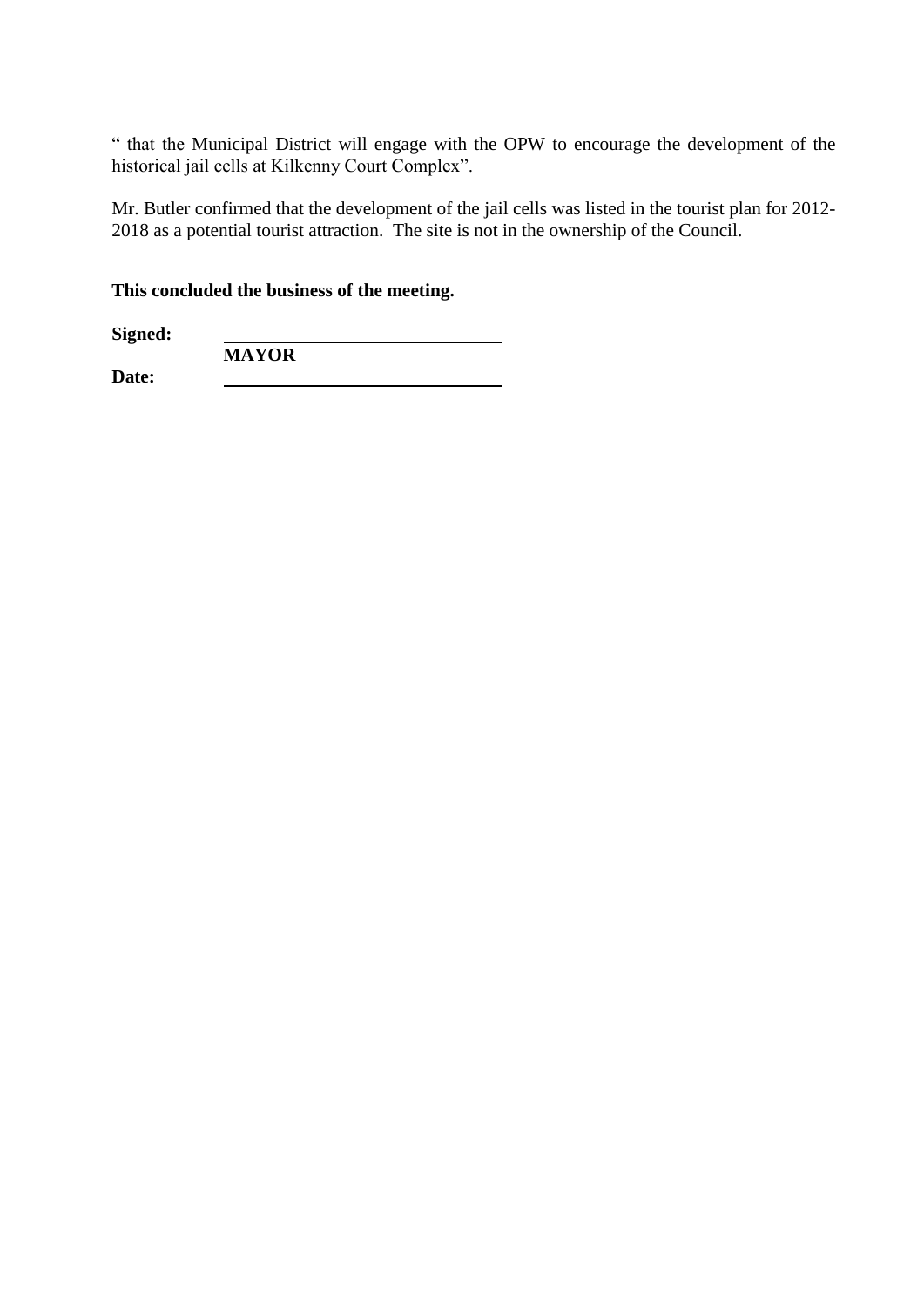" that the Municipal District will engage with the OPW to encourage the development of the historical jail cells at Kilkenny Court Complex".

Mr. Butler confirmed that the development of the jail cells was listed in the tourist plan for 2012-2018 as a potential tourist attraction. The site is not in the ownership of the Council.

**This concluded the business of the meeting.**

**Signed:** \_\_\_\_\_\_\_\_\_\_\_\_\_\_\_\_\_\_\_\_\_\_\_\_\_\_\_\_

**MAYOR**

**Date:** \_\_\_\_\_\_\_\_\_\_\_\_\_\_\_\_\_\_\_\_\_\_\_\_\_\_\_\_